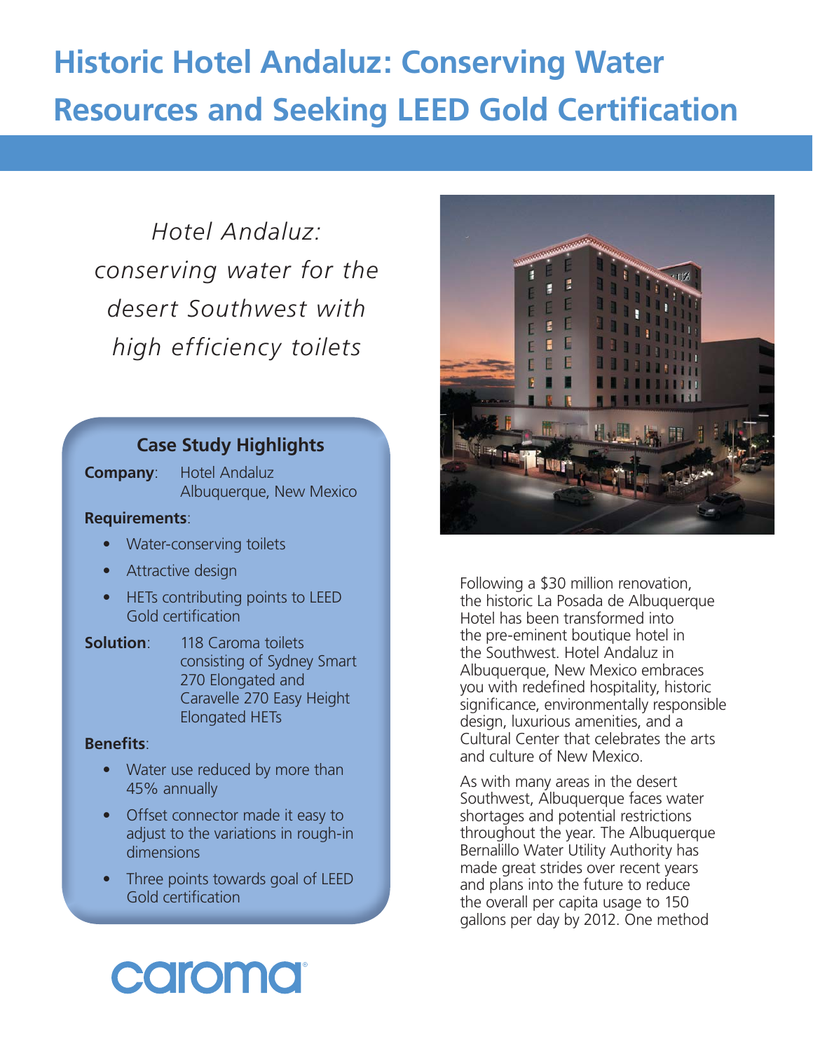# Historic Hotel Andaluz: Conserving Water Resources and Seeking LEED Gold Certification

*Hotel Andaluz: conserving water for the desert Southwest with high efficiency toilets*

## Case Study Highlights

**Company**: Hotel Andaluz
Albuquerque, New Mexico

**Requirements**:

- Water-conserving toilets
- Attractive design
- HETs contributing points to LEED Gold certification

**Solution**: 118 Caroma toilets consisting of Sydney Smart 270 Elongated and Caravelle 270 Easy Height Elongated HETs

**Benefits**:

- Water use reduced by more than 45% annually
- Offset connector made it easy to adjust to the variations in rough-in dimensions
- Three points towards goal of LEED Gold certification

caroma

Following a $30 million renovation, the historic La Posada de Albuquerque Hotel has been transformed into the pre-eminent boutique hotel in the Southwest. Hotel Andaluz in Albuquerque, New Mexico embraces you with redefined hospitality, historic significance, environmentally responsible design, luxurious amenities, and a Cultural Center that celebrates the arts and culture of New Mexico.

As with many areas in the desert Southwest, Albuquerque faces water shortages and potential restrictions throughout the year. The Albuquerque Bernalillo Water Utility Authority has made great strides over recent years and plans into the future to reduce the overall per capita usage to 150 gallons per day by 2012. One method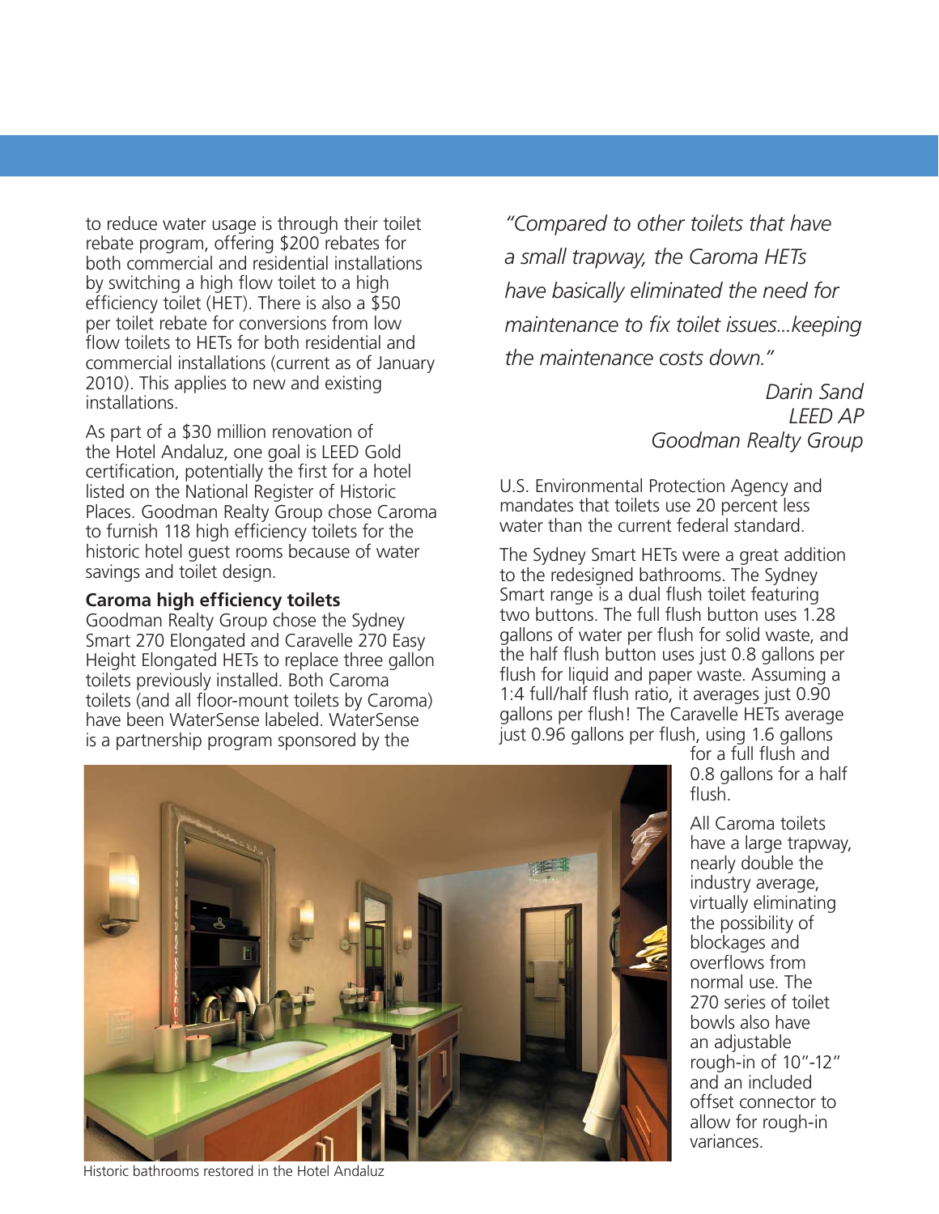to reduce water usage is through their toilet rebate program, offering $200 rebates for both commercial and residential installations by switching a high flow toilet to a high efficiency toilet (HET). There is also a $50 per toilet rebate for conversions from low flow toilets to HETs for both residential and commercial installations (current as of January 2010). This applies to new and existing installations.

As part of a $30 million renovation of the Hotel Andaluz, one goal is LEED Gold certification, potentially the first for a hotel listed on the National Register of Historic Places. Goodman Realty Group chose Caroma to furnish 118 high efficiency toilets for the historic hotel guest rooms because of water savings and toilet design.

**Caroma high efficiency toilets**

Goodman Realty Group chose the Sydney Smart 270 Elongated and Caravelle 270 Easy Height Elongated HETs to replace three gallon toilets previously installed. Both Caroma toilets (and all floor-mount toilets by Caroma) have been WaterSense labeled. WaterSense is a partnership program sponsored by the U.S. Environmental Protection Agency and mandates that toilets use 20 percent less water than the current federal standard.

> *"Compared to other toilets that have a small trapway, the Caroma HETs have basically eliminated the need for maintenance to fix toilet issues...keeping the maintenance costs down."*
>
> *Darin Sand*
> *LEED AP*
> *Goodman Realty Group*

The Sydney Smart HETs were a great addition to the redesigned bathrooms. The Sydney Smart range is a dual flush toilet featuring two buttons. The full flush button uses 1.28 gallons of water per flush for solid waste, and the half flush button uses just 0.8 gallons per flush for liquid and paper waste. Assuming a 1:4 full/half flush ratio, it averages just 0.90 gallons per flush! The Caravelle HETs average just 0.96 gallons per flush, using 1.6 gallons for a full flush and 0.8 gallons for a half flush.

All Caroma toilets have a large trapway, nearly double the industry average, virtually eliminating the possibility of blockages and overflows from normal use. The 270 series of toilet bowls also have an adjustable rough-in of 10"-12" and an included offset connector to allow for rough-in variances.

Historic bathrooms restored in the Hotel Andaluz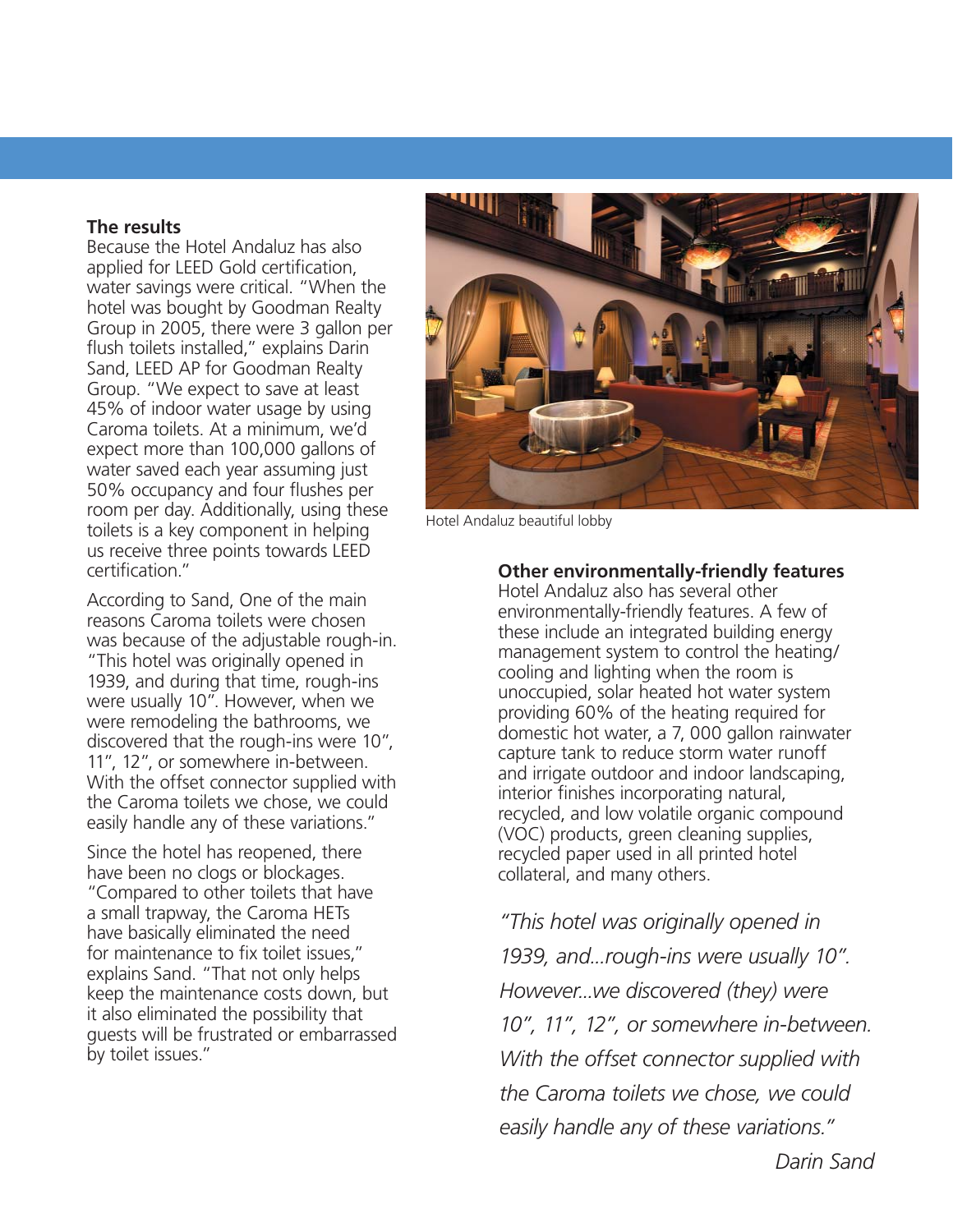## The results

Because the Hotel Andaluz has also applied for LEED Gold certification, water savings were critical. "When the hotel was bought by Goodman Realty Group in 2005, there were 3 gallon per flush toilets installed," explains Darin Sand, LEED AP for Goodman Realty Group. "We expect to save at least 45% of indoor water usage by using Caroma toilets. At a minimum, we'd expect more than 100,000 gallons of water saved each year assuming just 50% occupancy and four flushes per room per day. Additionally, using these toilets is a key component in helping us receive three points towards LEED certification."

According to Sand, One of the main reasons Caroma toilets were chosen was because of the adjustable rough-in. "This hotel was originally opened in 1939, and during that time, rough-ins were usually 10". However, when we were remodeling the bathrooms, we discovered that the rough-ins were 10", 11", 12", or somewhere in-between. With the offset connector supplied with the Caroma toilets we chose, we could easily handle any of these variations."

Since the hotel has reopened, there have been no clogs or blockages. "Compared to other toilets that have a small trapway, the Caroma HETs have basically eliminated the need for maintenance to fix toilet issues," explains Sand. "That not only helps keep the maintenance costs down, but it also eliminated the possibility that guests will be frustrated or embarrassed by toilet issues."

Hotel Andaluz beautiful lobby

## Other environmentally-friendly features

Hotel Andaluz also has several other environmentally-friendly features. A few of these include an integrated building energy management system to control the heating/cooling and lighting when the room is unoccupied, solar heated hot water system providing 60% of the heating required for domestic hot water, a 7, 000 gallon rainwater capture tank to reduce storm water runoff and irrigate outdoor and indoor landscaping, interior finishes incorporating natural, recycled, and low volatile organic compound (VOC) products, green cleaning supplies, recycled paper used in all printed hotel collateral, and many others.

*"This hotel was originally opened in 1939, and...rough-ins were usually 10". However...we discovered (they) were 10", 11", 12", or somewhere in-between. With the offset connector supplied with the Caroma toilets we chose, we could easily handle any of these variations."*

*Darin Sand*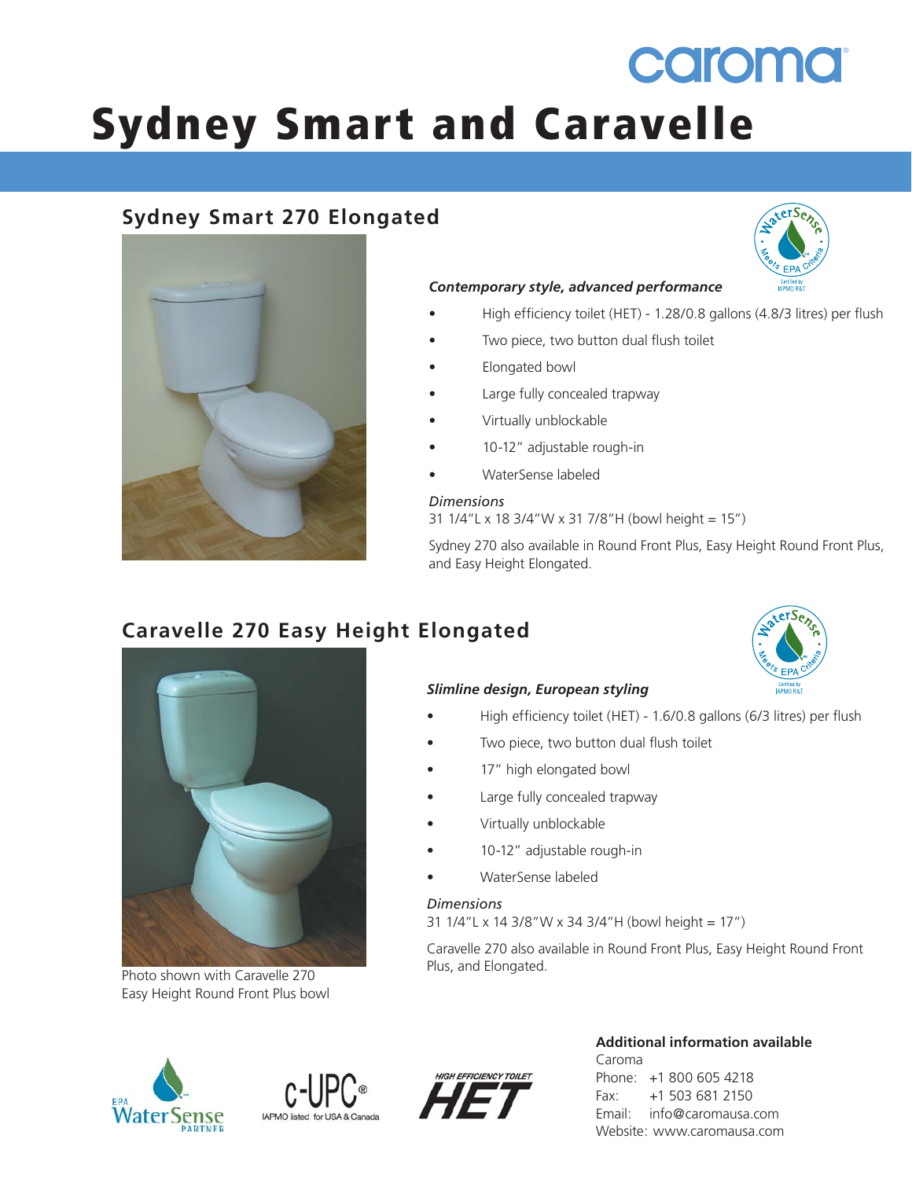caroma

# Sydney Smart and Caravelle

## Sydney Smart 270 Elongated

*Contemporary style, advanced performance*

- High efficiency toilet (HET) - 1.28/0.8 gallons (4.8/3 litres) per flush
- Two piece, two button dual flush toilet
- Elongated bowl
- Large fully concealed trapway
- Virtually unblockable
- 10-12" adjustable rough-in
- WaterSense labeled

*Dimensions*
31 1/4"L x 18 3/4"W x 31 7/8"H (bowl height = 15")

Sydney 270 also available in Round Front Plus, Easy Height Round Front Plus, and Easy Height Elongated.

## Caravelle 270 Easy Height Elongated

*Slimline design, European styling*

- High efficiency toilet (HET) - 1.6/0.8 gallons (6/3 litres) per flush
- Two piece, two button dual flush toilet
- 17" high elongated bowl
- Large fully concealed trapway
- Virtually unblockable
- 10-12" adjustable rough-in
- WaterSense labeled

*Dimensions*
31 1/4"L x 14 3/8"W x 34 3/4"H (bowl height = 17")

Caravelle 270 also available in Round Front Plus, Easy Height Round Front Plus, and Elongated.

Photo shown with Caravelle 270 Easy Height Round Front Plus bowl

**Additional information available**
Caroma
Phone: +1 800 605 4218
Fax: +1 503 681 2150
Email: info@caromausa.com
Website: www.caromausa.com